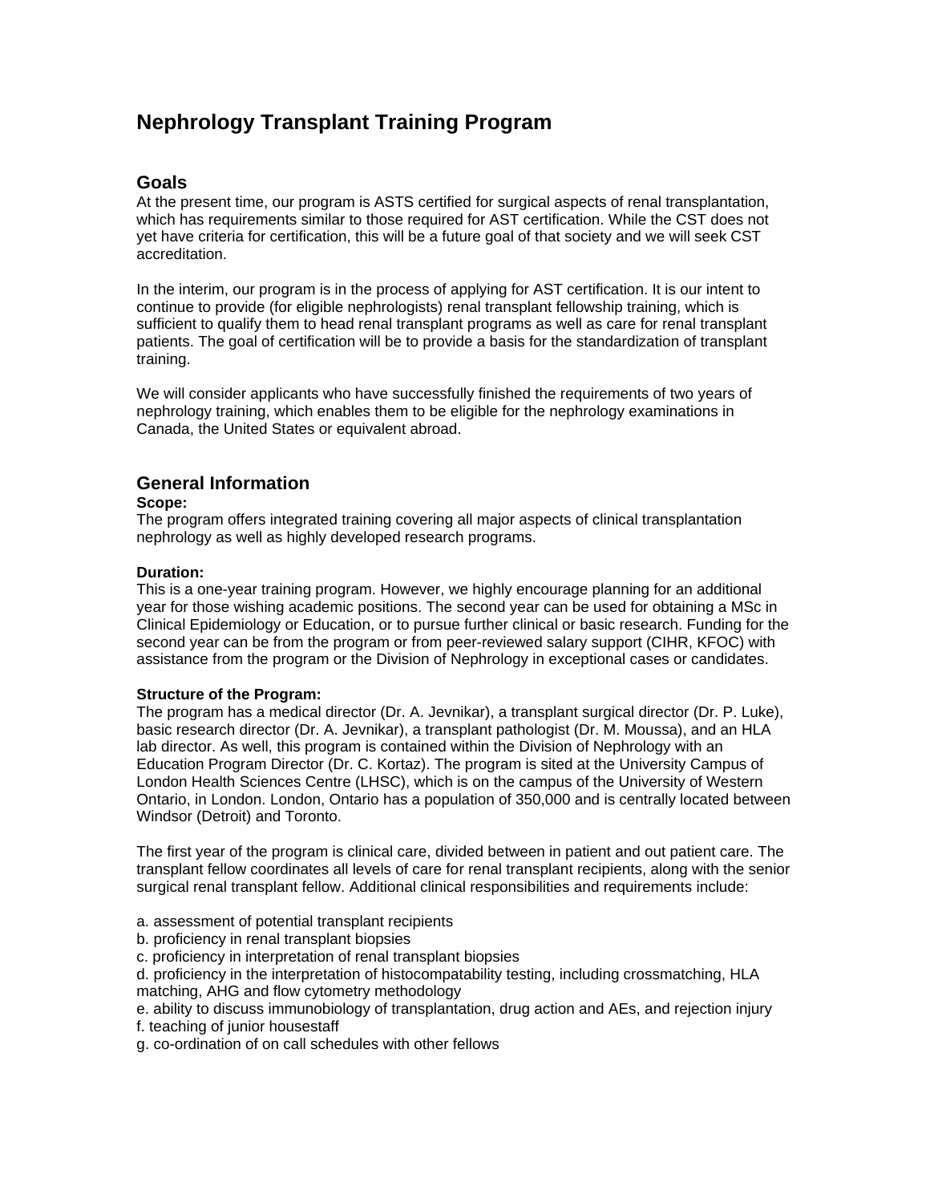# Nephrology Transplant Training Program

## Goals

At the present time, our program is ASTS certified for surgical aspects of renal transplantation, which has requirements similar to those required for AST certification. While the CST does not yet have criteria for certification, this will be a future goal of that society and we will seek CST accreditation.

In the interim, our program is in the process of applying for AST certification. It is our intent to continue to provide (for eligible nephrologists) renal transplant fellowship training, which is sufficient to qualify them to head renal transplant programs as well as care for renal transplant patients. The goal of certification will be to provide a basis for the standardization of transplant training.

We will consider applicants who have successfully finished the requirements of two years of nephrology training, which enables them to be eligible for the nephrology examinations in Canada, the United States or equivalent abroad.

## General Information

**Scope:**
The program offers integrated training covering all major aspects of clinical transplantation nephrology as well as highly developed research programs.

**Duration:**
This is a one-year training program. However, we highly encourage planning for an additional year for those wishing academic positions. The second year can be used for obtaining a MSc in Clinical Epidemiology or Education, or to pursue further clinical or basic research. Funding for the second year can be from the program or from peer-reviewed salary support (CIHR, KFOC) with assistance from the program or the Division of Nephrology in exceptional cases or candidates.

**Structure of the Program:**
The program has a medical director (Dr. A. Jevnikar), a transplant surgical director (Dr. P. Luke), basic research director (Dr. A. Jevnikar), a transplant pathologist (Dr. M. Moussa), and an HLA lab director. As well, this program is contained within the Division of Nephrology with an Education Program Director (Dr. C. Kortaz). The program is sited at the University Campus of London Health Sciences Centre (LHSC), which is on the campus of the University of Western Ontario, in London. London, Ontario has a population of 350,000 and is centrally located between Windsor (Detroit) and Toronto.

The first year of the program is clinical care, divided between in patient and out patient care. The transplant fellow coordinates all levels of care for renal transplant recipients, along with the senior surgical renal transplant fellow. Additional clinical responsibilities and requirements include:

a. assessment of potential transplant recipients
b. proficiency in renal transplant biopsies
c. proficiency in interpretation of renal transplant biopsies
d. proficiency in the interpretation of histocompatability testing, including crossmatching, HLA matching, AHG and flow cytometry methodology
e. ability to discuss immunobiology of transplantation, drug action and AEs, and rejection injury
f. teaching of junior housestaff
g. co-ordination of on call schedules with other fellows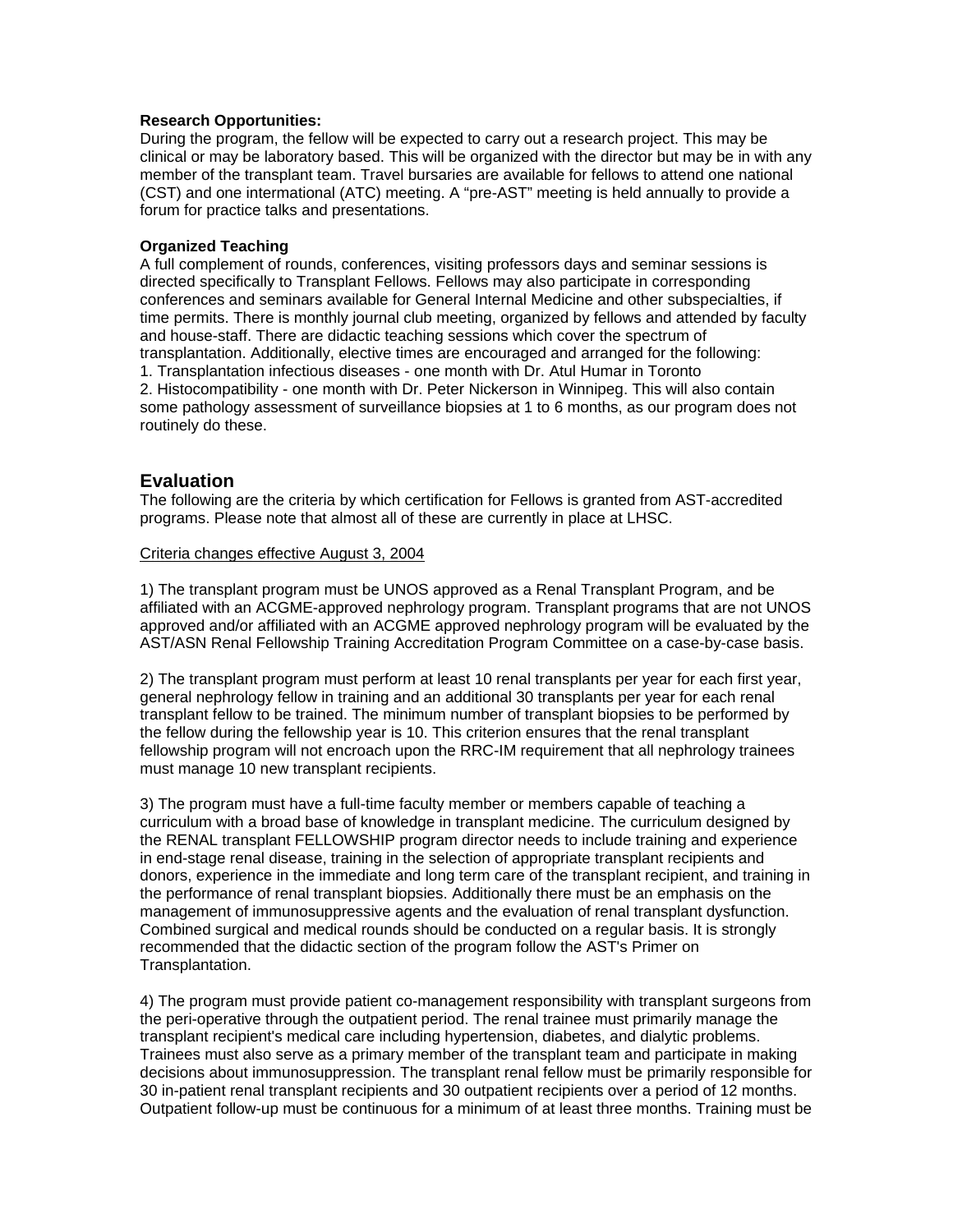**Research Opportunities:**
During the program, the fellow will be expected to carry out a research project. This may be clinical or may be laboratory based. This will be organized with the director but may be in with any member of the transplant team. Travel bursaries are available for fellows to attend one national (CST) and one international (ATC) meeting. A "pre-AST" meeting is held annually to provide a forum for practice talks and presentations.

**Organized Teaching**
A full complement of rounds, conferences, visiting professors days and seminar sessions is directed specifically to Transplant Fellows. Fellows may also participate in corresponding conferences and seminars available for General Internal Medicine and other subspecialties, if time permits. There is monthly journal club meeting, organized by fellows and attended by faculty and house-staff. There are didactic teaching sessions which cover the spectrum of transplantation. Additionally, elective times are encouraged and arranged for the following:
1. Transplantation infectious diseases - one month with Dr. Atul Humar in Toronto
2. Histocompatibility - one month with Dr. Peter Nickerson in Winnipeg. This will also contain some pathology assessment of surveillance biopsies at 1 to 6 months, as our program does not routinely do these.

## Evaluation

The following are the criteria by which certification for Fellows is granted from AST-accredited programs. Please note that almost all of these are currently in place at LHSC.

<u>Criteria changes effective August 3, 2004</u>

1) The transplant program must be UNOS approved as a Renal Transplant Program, and be affiliated with an ACGME-approved nephrology program. Transplant programs that are not UNOS approved and/or affiliated with an ACGME approved nephrology program will be evaluated by the AST/ASN Renal Fellowship Training Accreditation Program Committee on a case-by-case basis.

2) The transplant program must perform at least 10 renal transplants per year for each first year, general nephrology fellow in training and an additional 30 transplants per year for each renal transplant fellow to be trained. The minimum number of transplant biopsies to be performed by the fellow during the fellowship year is 10. This criterion ensures that the renal transplant fellowship program will not encroach upon the RRC-IM requirement that all nephrology trainees must manage 10 new transplant recipients.

3) The program must have a full-time faculty member or members capable of teaching a curriculum with a broad base of knowledge in transplant medicine. The curriculum designed by the RENAL transplant FELLOWSHIP program director needs to include training and experience in end-stage renal disease, training in the selection of appropriate transplant recipients and donors, experience in the immediate and long term care of the transplant recipient, and training in the performance of renal transplant biopsies. Additionally there must be an emphasis on the management of immunosuppressive agents and the evaluation of renal transplant dysfunction. Combined surgical and medical rounds should be conducted on a regular basis. It is strongly recommended that the didactic section of the program follow the AST's Primer on Transplantation.

4) The program must provide patient co-management responsibility with transplant surgeons from the peri-operative through the outpatient period. The renal trainee must primarily manage the transplant recipient's medical care including hypertension, diabetes, and dialytic problems. Trainees must also serve as a primary member of the transplant team and participate in making decisions about immunosuppression. The transplant renal fellow must be primarily responsible for 30 in-patient renal transplant recipients and 30 outpatient recipients over a period of 12 months. Outpatient follow-up must be continuous for a minimum of at least three months. Training must be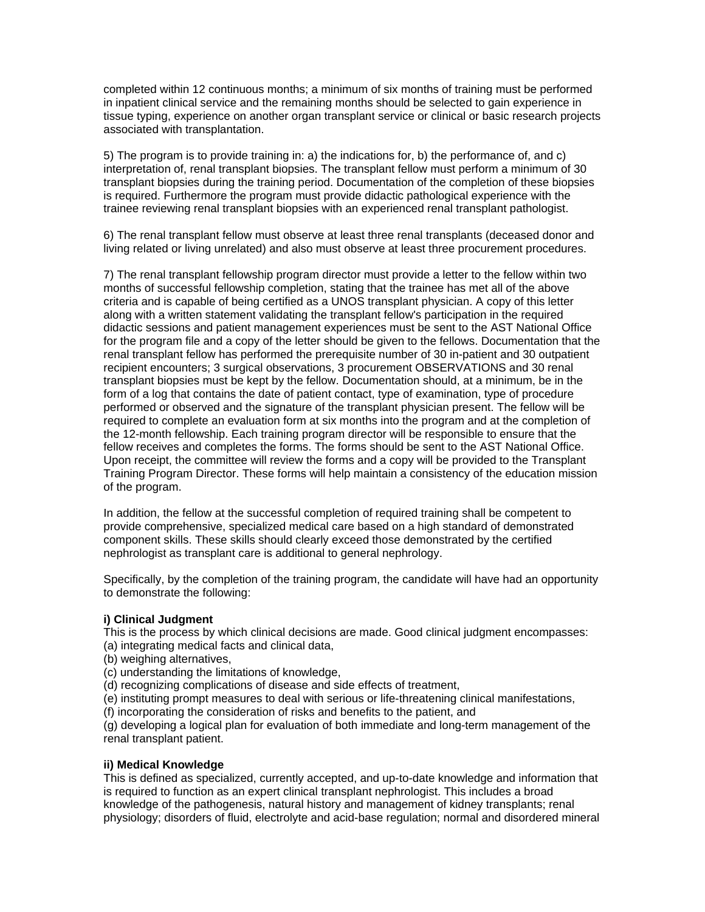completed within 12 continuous months; a minimum of six months of training must be performed in inpatient clinical service and the remaining months should be selected to gain experience in tissue typing, experience on another organ transplant service or clinical or basic research projects associated with transplantation.

5) The program is to provide training in: a) the indications for, b) the performance of, and c) interpretation of, renal transplant biopsies. The transplant fellow must perform a minimum of 30 transplant biopsies during the training period. Documentation of the completion of these biopsies is required. Furthermore the program must provide didactic pathological experience with the trainee reviewing renal transplant biopsies with an experienced renal transplant pathologist.

6) The renal transplant fellow must observe at least three renal transplants (deceased donor and living related or living unrelated) and also must observe at least three procurement procedures.

7) The renal transplant fellowship program director must provide a letter to the fellow within two months of successful fellowship completion, stating that the trainee has met all of the above criteria and is capable of being certified as a UNOS transplant physician. A copy of this letter along with a written statement validating the transplant fellow's participation in the required didactic sessions and patient management experiences must be sent to the AST National Office for the program file and a copy of the letter should be given to the fellows. Documentation that the renal transplant fellow has performed the prerequisite number of 30 in-patient and 30 outpatient recipient encounters; 3 surgical observations, 3 procurement OBSERVATIONS and 30 renal transplant biopsies must be kept by the fellow. Documentation should, at a minimum, be in the form of a log that contains the date of patient contact, type of examination, type of procedure performed or observed and the signature of the transplant physician present. The fellow will be required to complete an evaluation form at six months into the program and at the completion of the 12-month fellowship. Each training program director will be responsible to ensure that the fellow receives and completes the forms. The forms should be sent to the AST National Office. Upon receipt, the committee will review the forms and a copy will be provided to the Transplant Training Program Director. These forms will help maintain a consistency of the education mission of the program.

In addition, the fellow at the successful completion of required training shall be competent to provide comprehensive, specialized medical care based on a high standard of demonstrated component skills. These skills should clearly exceed those demonstrated by the certified nephrologist as transplant care is additional to general nephrology.

Specifically, by the completion of the training program, the candidate will have had an opportunity to demonstrate the following:

**i) Clinical Judgment**

This is the process by which clinical decisions are made. Good clinical judgment encompasses:
(a) integrating medical facts and clinical data,
(b) weighing alternatives,
(c) understanding the limitations of knowledge,
(d) recognizing complications of disease and side effects of treatment,
(e) instituting prompt measures to deal with serious or life-threatening clinical manifestations,
(f) incorporating the consideration of risks and benefits to the patient, and
(g) developing a logical plan for evaluation of both immediate and long-term management of the renal transplant patient.

**ii) Medical Knowledge**

This is defined as specialized, currently accepted, and up-to-date knowledge and information that is required to function as an expert clinical transplant nephrologist. This includes a broad knowledge of the pathogenesis, natural history and management of kidney transplants; renal physiology; disorders of fluid, electrolyte and acid-base regulation; normal and disordered mineral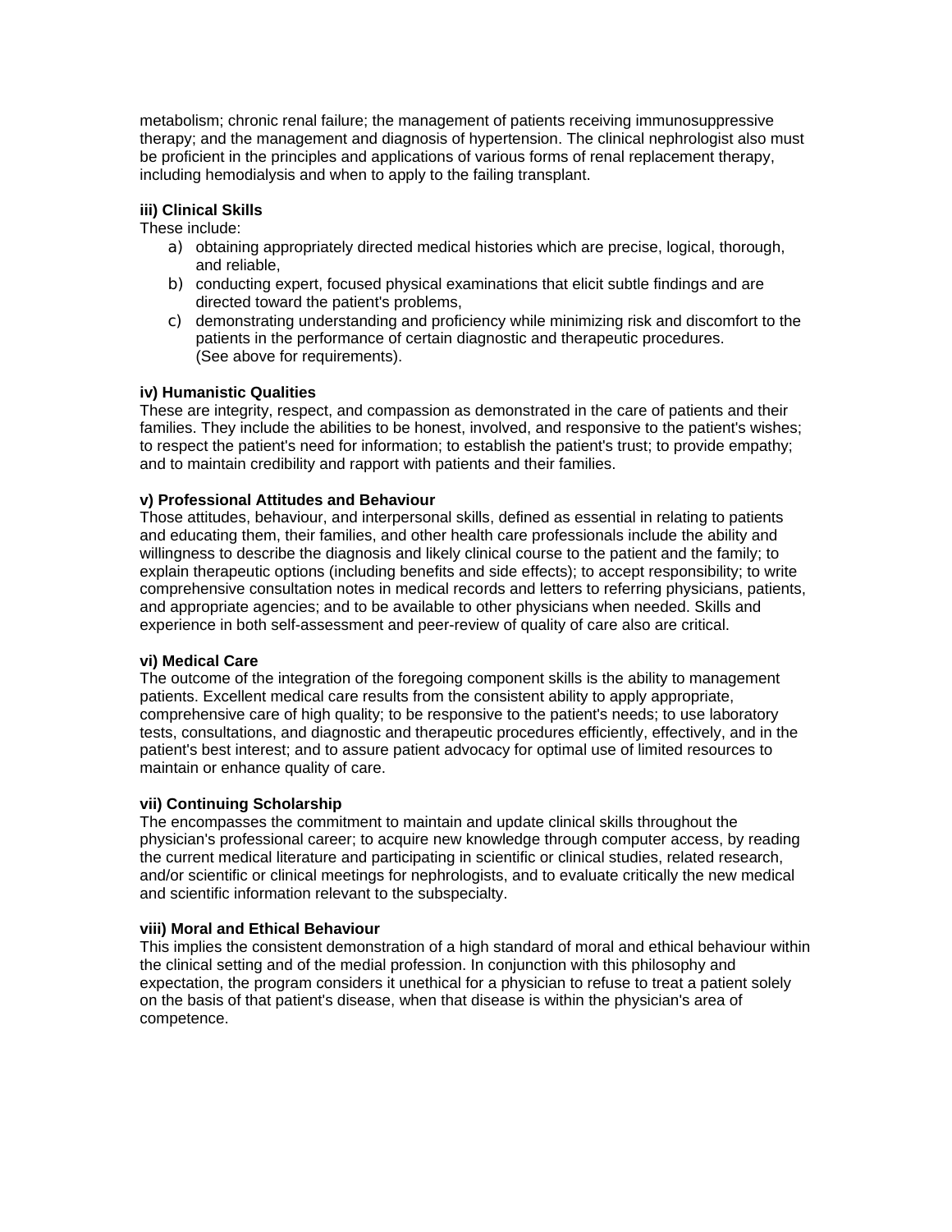metabolism; chronic renal failure; the management of patients receiving immunosuppressive therapy; and the management and diagnosis of hypertension. The clinical nephrologist also must be proficient in the principles and applications of various forms of renal replacement therapy, including hemodialysis and when to apply to the failing transplant.

**iii) Clinical Skills**

These include:

a) obtaining appropriately directed medical histories which are precise, logical, thorough, and reliable,
b) conducting expert, focused physical examinations that elicit subtle findings and are directed toward the patient's problems,
c) demonstrating understanding and proficiency while minimizing risk and discomfort to the patients in the performance of certain diagnostic and therapeutic procedures. (See above for requirements).

**iv) Humanistic Qualities**

These are integrity, respect, and compassion as demonstrated in the care of patients and their families. They include the abilities to be honest, involved, and responsive to the patient's wishes; to respect the patient's need for information; to establish the patient's trust; to provide empathy; and to maintain credibility and rapport with patients and their families.

**v) Professional Attitudes and Behaviour**

Those attitudes, behaviour, and interpersonal skills, defined as essential in relating to patients and educating them, their families, and other health care professionals include the ability and willingness to describe the diagnosis and likely clinical course to the patient and the family; to explain therapeutic options (including benefits and side effects); to accept responsibility; to write comprehensive consultation notes in medical records and letters to referring physicians, patients, and appropriate agencies; and to be available to other physicians when needed. Skills and experience in both self-assessment and peer-review of quality of care also are critical.

**vi) Medical Care**

The outcome of the integration of the foregoing component skills is the ability to management patients. Excellent medical care results from the consistent ability to apply appropriate, comprehensive care of high quality; to be responsive to the patient's needs; to use laboratory tests, consultations, and diagnostic and therapeutic procedures efficiently, effectively, and in the patient's best interest; and to assure patient advocacy for optimal use of limited resources to maintain or enhance quality of care.

**vii) Continuing Scholarship**

The encompasses the commitment to maintain and update clinical skills throughout the physician's professional career; to acquire new knowledge through computer access, by reading the current medical literature and participating in scientific or clinical studies, related research, and/or scientific or clinical meetings for nephrologists, and to evaluate critically the new medical and scientific information relevant to the subspecialty.

**viii) Moral and Ethical Behaviour**

This implies the consistent demonstration of a high standard of moral and ethical behaviour within the clinical setting and of the medial profession. In conjunction with this philosophy and expectation, the program considers it unethical for a physician to refuse to treat a patient solely on the basis of that patient's disease, when that disease is within the physician's area of competence.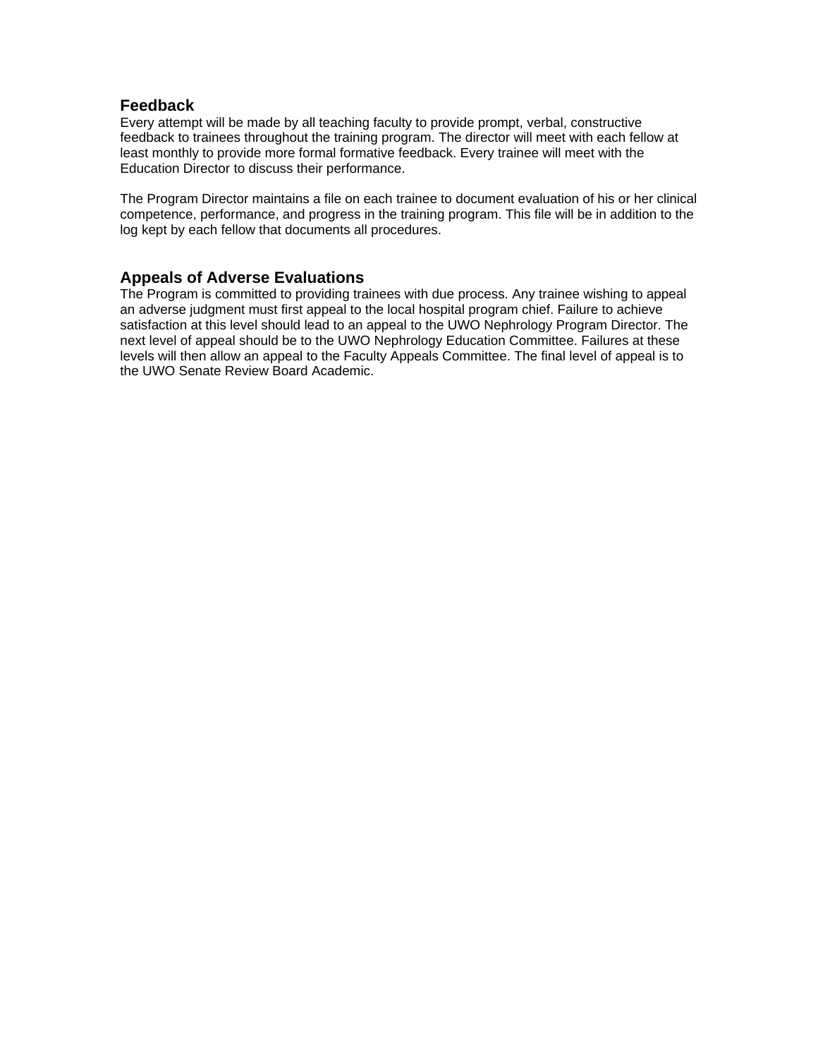## Feedback

Every attempt will be made by all teaching faculty to provide prompt, verbal, constructive feedback to trainees throughout the training program. The director will meet with each fellow at least monthly to provide more formal formative feedback. Every trainee will meet with the Education Director to discuss their performance.

The Program Director maintains a file on each trainee to document evaluation of his or her clinical competence, performance, and progress in the training program. This file will be in addition to the log kept by each fellow that documents all procedures.

## Appeals of Adverse Evaluations

The Program is committed to providing trainees with due process. Any trainee wishing to appeal an adverse judgment must first appeal to the local hospital program chief. Failure to achieve satisfaction at this level should lead to an appeal to the UWO Nephrology Program Director. The next level of appeal should be to the UWO Nephrology Education Committee. Failures at these levels will then allow an appeal to the Faculty Appeals Committee. The final level of appeal is to the UWO Senate Review Board Academic.